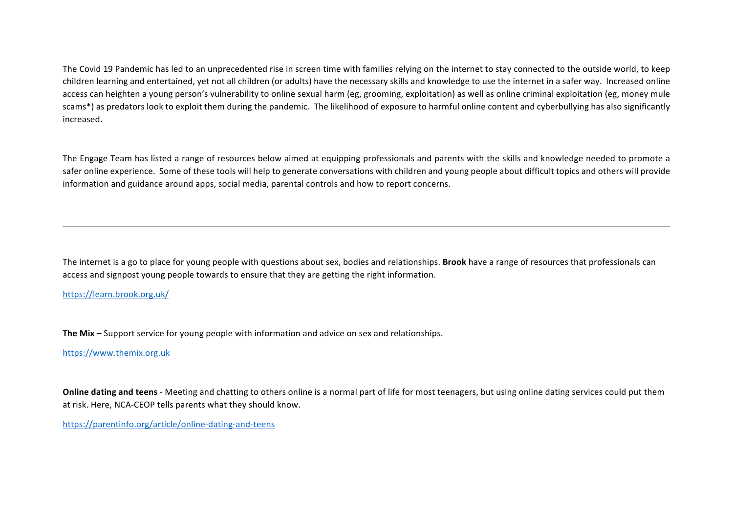The Covid 19 Pandemic has led to an unprecedented rise in screen time with families relying on the internet to stay connected to the outside world, to keep children learning and entertained, yet not all children (or adults) have the necessary skills and knowledge to use the internet in a safer way. Increased online access can heighten a young person's vulnerability to online sexual harm (eg, grooming, exploitation) as well as online criminal exploitation (eg, money mule scams*) as predators look to exploit them during the pandemic. The likelihood of exposure to harmful online content and cyberbullying has also significantly increased.

The Engage Team has listed a range of resources below aimed at equipping professionals and parents with the skills and knowledge needed to promote a safer online experience. Some of these tools will help to generate conversations with children and young people about difficult topics and others will provide information and guidance around apps, social media, parental controls and how to report concerns.

---

The internet is a go to place for young people with questions about sex, bodies and relationships. **Brook** have a range of resources that professionals can access and signpost young people towards to ensure that they are getting the right information.

https://learn.brook.org.uk/

**The Mix** – Support service for young people with information and advice on sex and relationships.

https://www.themix.org.uk

**Online dating and teens** - Meeting and chatting to others online is a normal part of life for most teenagers, but using online dating services could put them at risk. Here, NCA-CEOP tells parents what they should know.

https://parentinfo.org/article/online-dating-and-teens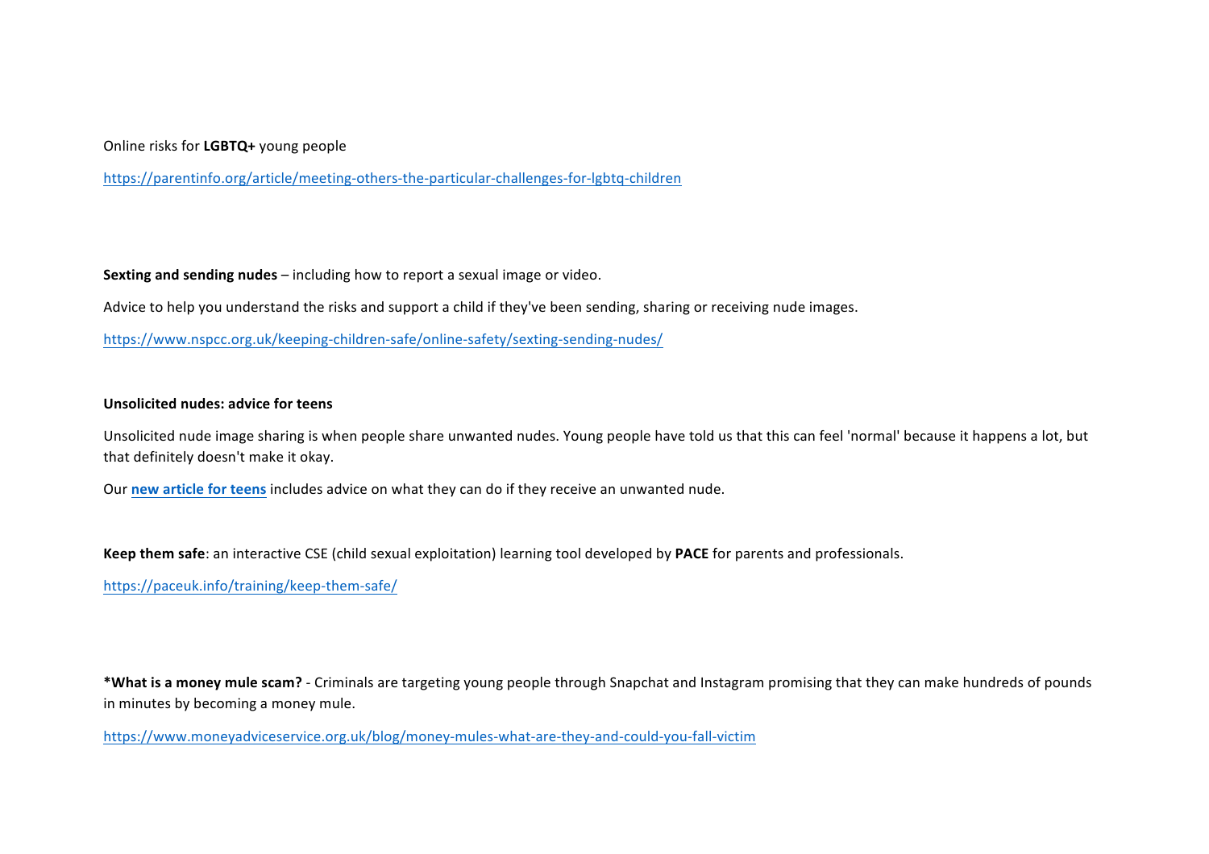Online risks for **LGBTQ+** young people

https://parentinfo.org/article/meeting-others-the-particular-challenges-for-lgbtq-children

**Sexting and sending nudes** – including how to report a sexual image or video.

Advice to help you understand the risks and support a child if they've been sending, sharing or receiving nude images.

https://www.nspcc.org.uk/keeping-children-safe/online-safety/sexting-sending-nudes/

**Unsolicited nudes: advice for teens**

Unsolicited nude image sharing is when people share unwanted nudes. Young people have told us that this can feel 'normal' because it happens a lot, but that definitely doesn't make it okay.

Our **new article for teens** includes advice on what they can do if they receive an unwanted nude.

**Keep them safe**: an interactive CSE (child sexual exploitation) learning tool developed by **PACE** for parents and professionals.

https://paceuk.info/training/keep-them-safe/

***What is a money mule scam?** - Criminals are targeting young people through Snapchat and Instagram promising that they can make hundreds of pounds in minutes by becoming a money mule.

https://www.moneyadviceservice.org.uk/blog/money-mules-what-are-they-and-could-you-fall-victim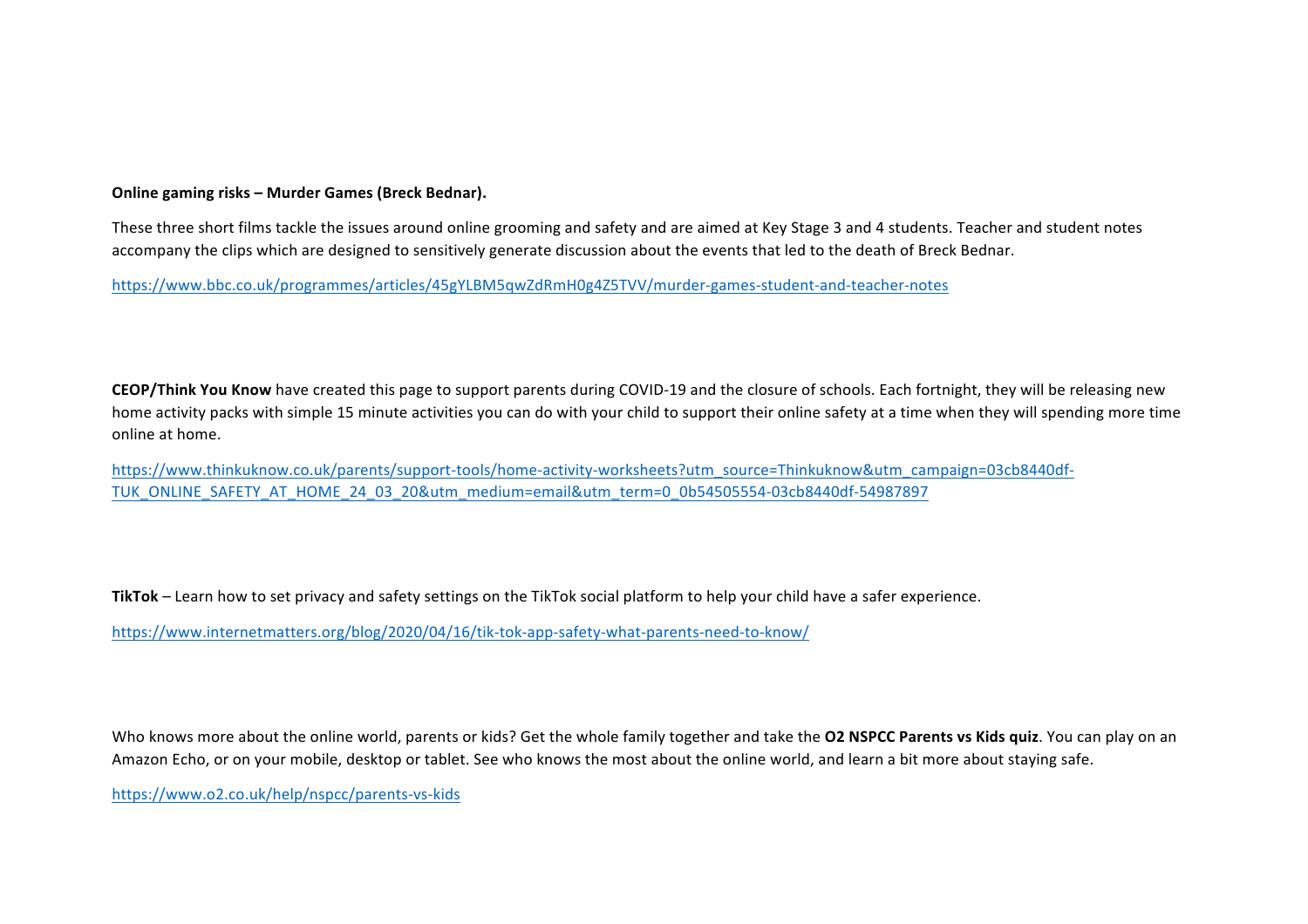**Online gaming risks – Murder Games (Breck Bednar).**

These three short films tackle the issues around online grooming and safety and are aimed at Key Stage 3 and 4 students. Teacher and student notes accompany the clips which are designed to sensitively generate discussion about the events that led to the death of Breck Bednar.

https://www.bbc.co.uk/programmes/articles/45gYLBM5qwZdRmH0g4Z5TVV/murder-games-student-and-teacher-notes

**CEOP/Think You Know** have created this page to support parents during COVID-19 and the closure of schools. Each fortnight, they will be releasing new home activity packs with simple 15 minute activities you can do with your child to support their online safety at a time when they will spending more time online at home.

https://www.thinkuknow.co.uk/parents/support-tools/home-activity-worksheets?utm_source=Thinkuknow&utm_campaign=03cb8440df-TUK_ONLINE_SAFETY_AT_HOME_24_03_20&utm_medium=email&utm_term=0_0b54505554-03cb8440df-54987897

**TikTok** – Learn how to set privacy and safety settings on the TikTok social platform to help your child have a safer experience.

https://www.internetmatters.org/blog/2020/04/16/tik-tok-app-safety-what-parents-need-to-know/

Who knows more about the online world, parents or kids? Get the whole family together and take the **O2 NSPCC Parents vs Kids quiz**. You can play on an Amazon Echo, or on your mobile, desktop or tablet. See who knows the most about the online world, and learn a bit more about staying safe.

https://www.o2.co.uk/help/nspcc/parents-vs-kids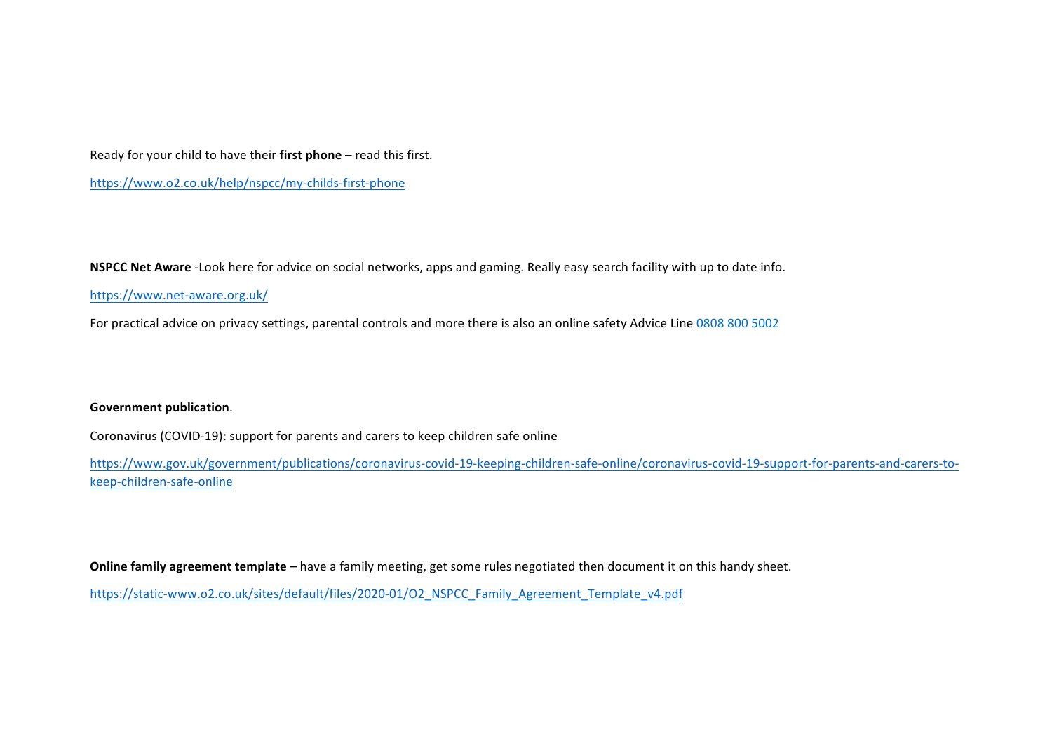Ready for your child to have their **first phone** – read this first.

https://www.o2.co.uk/help/nspcc/my-childs-first-phone

**NSPCC Net Aware** -Look here for advice on social networks, apps and gaming. Really easy search facility with up to date info.

https://www.net-aware.org.uk/

For practical advice on privacy settings, parental controls and more there is also an online safety Advice Line 0808 800 5002

**Government publication**.

Coronavirus (COVID-19): support for parents and carers to keep children safe online

https://www.gov.uk/government/publications/coronavirus-covid-19-keeping-children-safe-online/coronavirus-covid-19-support-for-parents-and-carers-to-keep-children-safe-online

**Online family agreement template** – have a family meeting, get some rules negotiated then document it on this handy sheet.

https://static-www.o2.co.uk/sites/default/files/2020-01/O2_NSPCC_Family_Agreement_Template_v4.pdf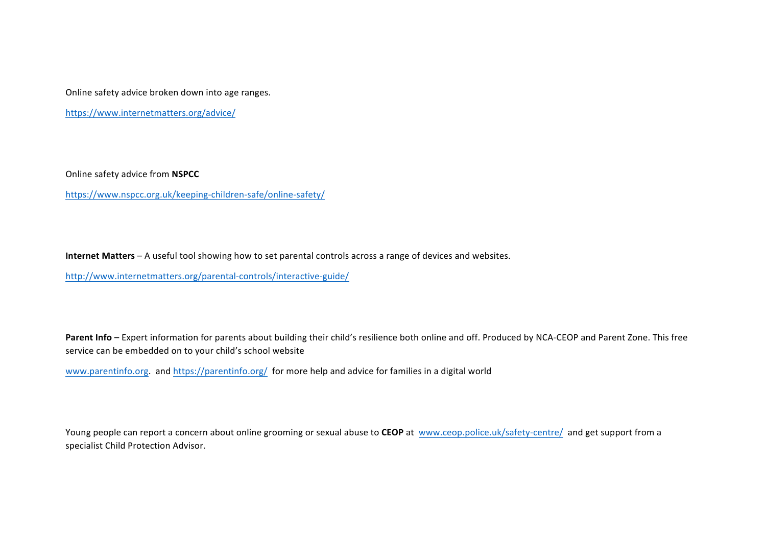Online safety advice broken down into age ranges.

https://www.internetmatters.org/advice/

Online safety advice from **NSPCC**

https://www.nspcc.org.uk/keeping-children-safe/online-safety/

**Internet Matters** – A useful tool showing how to set parental controls across a range of devices and websites.

http://www.internetmatters.org/parental-controls/interactive-guide/

**Parent Info** – Expert information for parents about building their child's resilience both online and off. Produced by NCA-CEOP and Parent Zone. This free service can be embedded on to your child's school website

www.parentinfo.org. and https://parentinfo.org/ for more help and advice for families in a digital world

Young people can report a concern about online grooming or sexual abuse to **CEOP** at www.ceop.police.uk/safety-centre/ and get support from a specialist Child Protection Advisor.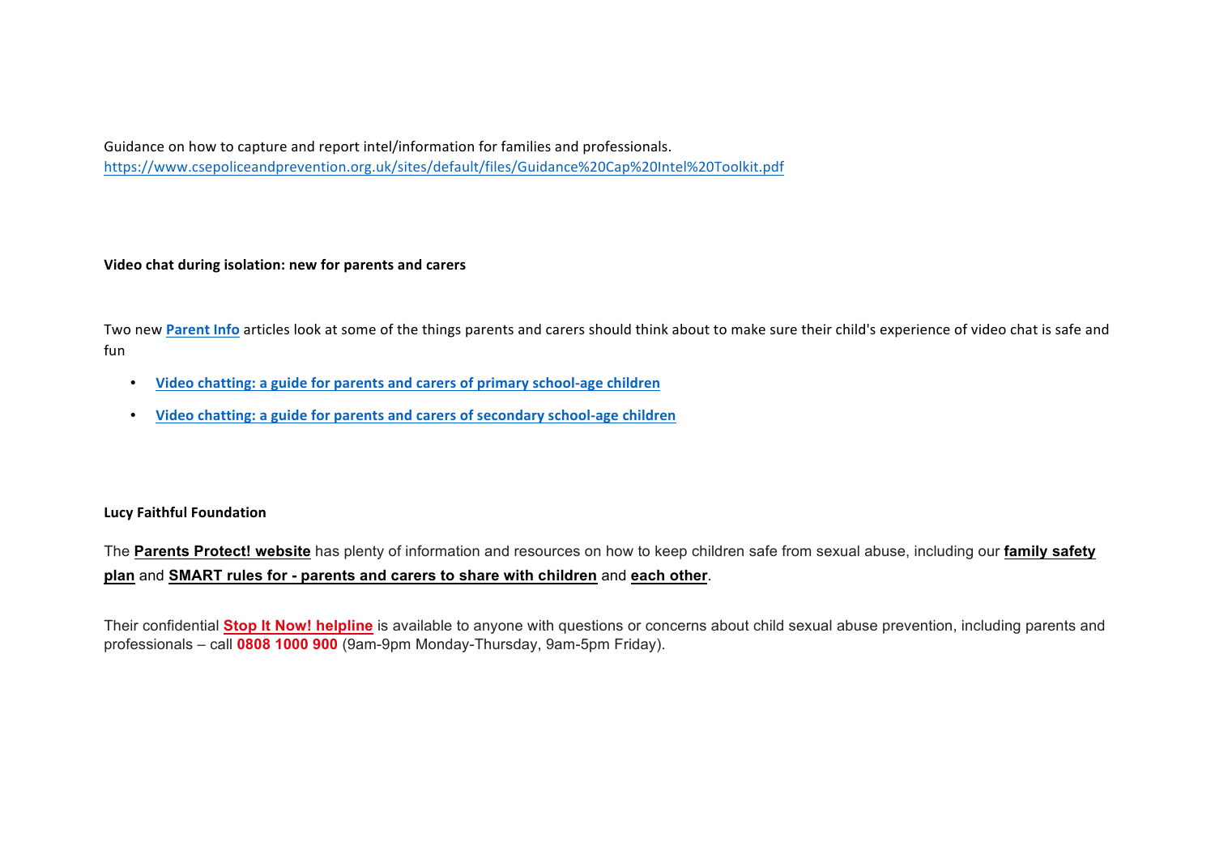Guidance on how to capture and report intel/information for families and professionals.
https://www.csepoliceandprevention.org.uk/sites/default/files/Guidance%20Cap%20Intel%20Toolkit.pdf

**Video chat during isolation: new for parents and carers**

Two new **Parent Info** articles look at some of the things parents and carers should think about to make sure their child's experience of video chat is safe and fun

- **Video chatting: a guide for parents and carers of primary school-age children**
- **Video chatting: a guide for parents and carers of secondary school-age children**

**Lucy Faithful Foundation**

The **Parents Protect! website** has plenty of information and resources on how to keep children safe from sexual abuse, including our **family safety plan** and **SMART rules for - parents and carers to share with children** and **each other**.

Their confidential **Stop It Now! helpline** is available to anyone with questions or concerns about child sexual abuse prevention, including parents and professionals – call **0808 1000 900** (9am-9pm Monday-Thursday, 9am-5pm Friday).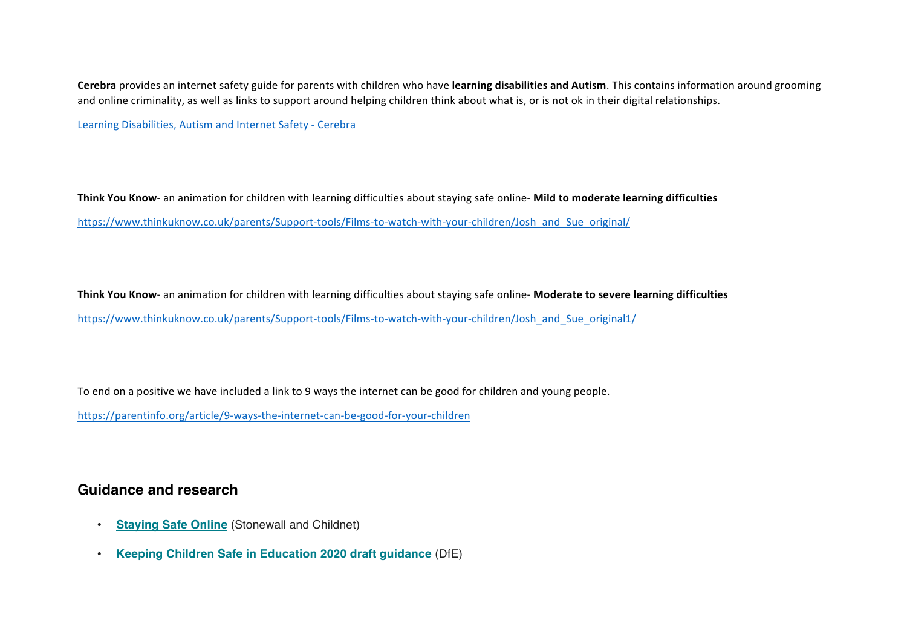**Cerebra** provides an internet safety guide for parents with children who have **learning disabilities and Autism**. This contains information around grooming and online criminality, as well as links to support around helping children think about what is, or is not ok in their digital relationships.

Learning Disabilities, Autism and Internet Safety - Cerebra

**Think You Know**- an animation for children with learning difficulties about staying safe online- **Mild to moderate learning difficulties**

https://www.thinkuknow.co.uk/parents/Support-tools/Films-to-watch-with-your-children/Josh_and_Sue_original/

**Think You Know**- an animation for children with learning difficulties about staying safe online- **Moderate to severe learning difficulties**

https://www.thinkuknow.co.uk/parents/Support-tools/Films-to-watch-with-your-children/Josh_and_Sue_original1/

To end on a positive we have included a link to 9 ways the internet can be good for children and young people.

https://parentinfo.org/article/9-ways-the-internet-can-be-good-for-your-children

## Guidance and research

- **Staying Safe Online** (Stonewall and Childnet)
- **Keeping Children Safe in Education 2020 draft guidance** (DfE)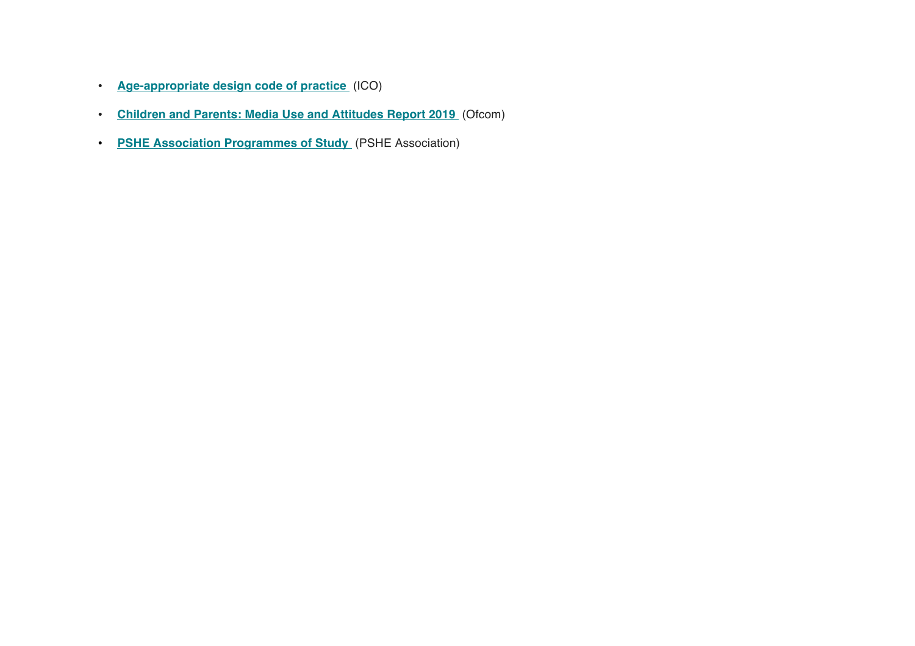- **Age-appropriate design code of practice** (ICO)
- **Children and Parents: Media Use and Attitudes Report 2019** (Ofcom)
- **PSHE Association Programmes of Study** (PSHE Association)